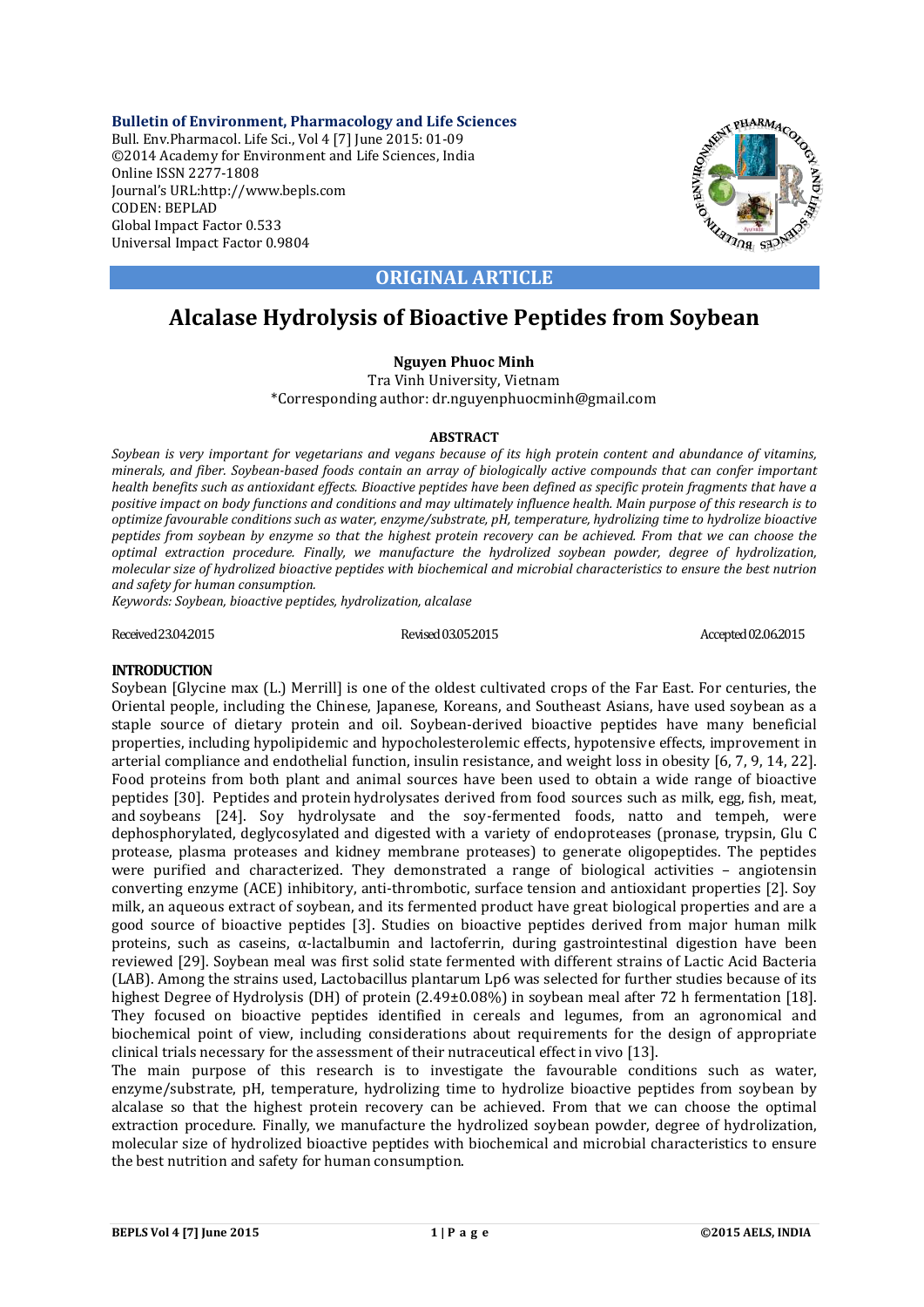**Bulletin of Environment, Pharmacology and Life Sciences**
Bull. Env.Pharmacol. Life Sci., Vol 4 [7] June 2015: 01-09
©2014 Academy for Environment and Life Sciences, India
Online ISSN 2277-1808
Journal's URL:http://www.bepls.com
CODEN: BEPLAD
Global Impact Factor 0.533
Universal Impact Factor 0.9804

**ORIGINAL ARTICLE**

# Alcalase Hydrolysis of Bioactive Peptides from Soybean

**Nguyen Phuoc Minh**

Tra Vinh University, Vietnam

*Corresponding author: dr.nguyenphuocminh@gmail.com

**ABSTRACT**

*Soybean is very important for vegetarians and vegans because of its high protein content and abundance of vitamins, minerals, and fiber. Soybean-based foods contain an array of biologically active compounds that can confer important health benefits such as antioxidant effects. Bioactive peptides have been defined as specific protein fragments that have a positive impact on body functions and conditions and may ultimately influence health. Main purpose of this research is to optimize favourable conditions such as water, enzyme/substrate, pH, temperature, hydrolizing time to hydrolize bioactive peptides from soybean by enzyme so that the highest protein recovery can be achieved. From that we can choose the optimal extraction procedure. Finally, we manufacture the hydrolized soybean powder, degree of hydrolization, molecular size of hydrolized bioactive peptides with biochemical and microbial characteristics to ensure the best nutrion and safety for human consumption.*

*Keywords: Soybean, bioactive peptides, hydrolization, alcalase*

Received 23.04.2015 Revised 03.05.2015 Accepted 02.06.2015

## INTRODUCTION

Soybean [Glycine max (L.) Merrill] is one of the oldest cultivated crops of the Far East. For centuries, the Oriental people, including the Chinese, Japanese, Koreans, and Southeast Asians, have used soybean as a staple source of dietary protein and oil. Soybean-derived bioactive peptides have many beneficial properties, including hypolipidemic and hypocholesterolemic effects, hypotensive effects, improvement in arterial compliance and endothelial function, insulin resistance, and weight loss in obesity [6, 7, 9, 14, 22]. Food proteins from both plant and animal sources have been used to obtain a wide range of bioactive peptides [30]. Peptides and protein hydrolysates derived from food sources such as milk, egg, fish, meat, and soybeans [24]. Soy hydrolysate and the soy-fermented foods, natto and tempeh, were dephosphorylated, deglycosylated and digested with a variety of endoproteases (pronase, trypsin, Glu C protease, plasma proteases and kidney membrane proteases) to generate oligopeptides. The peptides were purified and characterized. They demonstrated a range of biological activities – angiotensin converting enzyme (ACE) inhibitory, anti-thrombotic, surface tension and antioxidant properties [2]. Soy milk, an aqueous extract of soybean, and its fermented product have great biological properties and are a good source of bioactive peptides [3]. Studies on bioactive peptides derived from major human milk proteins, such as caseins, α-lactalbumin and lactoferrin, during gastrointestinal digestion have been reviewed [29]. Soybean meal was first solid state fermented with different strains of Lactic Acid Bacteria (LAB). Among the strains used, Lactobacillus plantarum Lp6 was selected for further studies because of its highest Degree of Hydrolysis (DH) of protein (2.49±0.08%) in soybean meal after 72 h fermentation [18]. They focused on bioactive peptides identified in cereals and legumes, from an agronomical and biochemical point of view, including considerations about requirements for the design of appropriate clinical trials necessary for the assessment of their nutraceutical effect in vivo [13].

The main purpose of this research is to investigate the favourable conditions such as water, enzyme/substrate, pH, temperature, hydrolizing time to hydrolize bioactive peptides from soybean by alcalase so that the highest protein recovery can be achieved. From that we can choose the optimal extraction procedure. Finally, we manufacture the hydrolized soybean powder, degree of hydrolization, molecular size of hydrolized bioactive peptides with biochemical and microbial characteristics to ensure the best nutrition and safety for human consumption.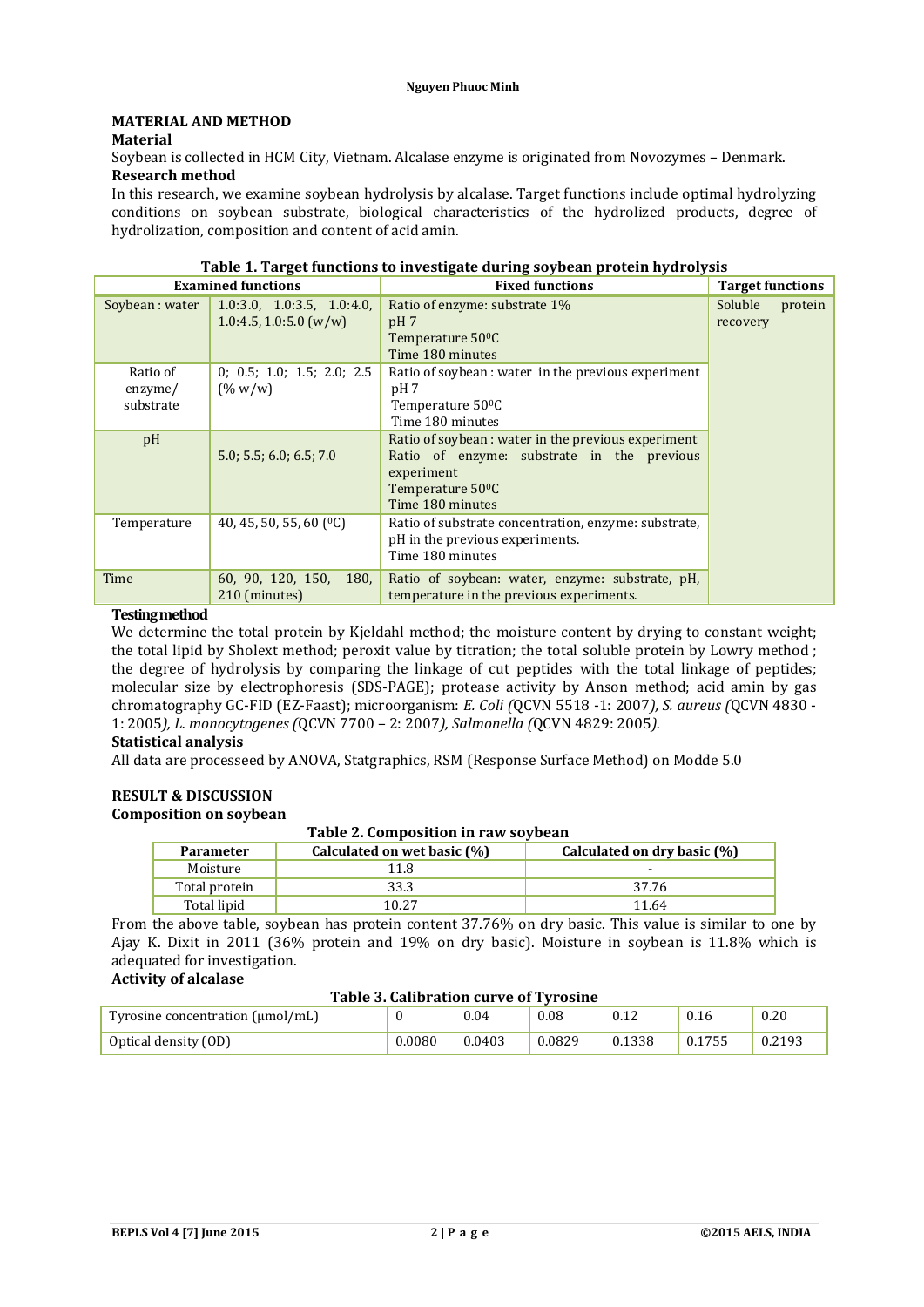## MATERIAL AND METHOD

### Material

Soybean is collected in HCM City, Vietnam. Alcalase enzyme is originated from Novozymes – Denmark.

### Research method

In this research, we examine soybean hydrolysis by alcalase. Target functions include optimal hydrolyzing conditions on soybean substrate, biological characteristics of the hydrolized products, degree of hydrolization, composition and content of acid amin.

**Table 1. Target functions to investigate during soybean protein hydrolysis**

| Examined functions | | Fixed functions | Target functions |
|---|---|---|---|
| Soybean : water | 1.0:3.0, 1.0:3.5, 1.0:4.0, 1.0:4.5, 1.0:5.0 (w/w) | Ratio of enzyme: substrate 1%<br>pH 7<br>Temperature 50$^0$C<br>Time 180 minutes | Soluble protein recovery |
| Ratio of enzyme/ substrate | 0; 0.5; 1.0; 1.5; 2.0; 2.5 (% w/w) | Ratio of soybean : water in the previous experiment<br>pH 7<br>Temperature 50$^0$C<br>Time 180 minutes | |
| pH | 5.0; 5.5; 6.0; 6.5; 7.0 | Ratio of soybean : water in the previous experiment<br>Ratio of enzyme: substrate in the previous experiment<br>Temperature 50$^0$C<br>Time 180 minutes | |
| Temperature | 40, 45, 50, 55, 60 ($^0$C) | Ratio of substrate concentration, enzyme: substrate, pH in the previous experiments.<br>Time 180 minutes | |
| Time | 60, 90, 120, 150, 180, 210 (minutes) | Ratio of soybean: water, enzyme: substrate, pH, temperature in the previous experiments. | |

### Testing method

We determine the total protein by Kjeldahl method; the moisture content by drying to constant weight; the total lipid by Sholext method; peroxit value by titration; the total soluble protein by Lowry method ; the degree of hydrolysis by comparing the linkage of cut peptides with the total linkage of peptides; molecular size by electrophoresis (SDS-PAGE); protease activity by Anson method; acid amin by gas chromatography GC-FID (EZ-Faast); microorganism: *E. Coli (*QCVN 5518 -1: 2007*), S. aureus (*QCVN 4830 -1: 2005*), L. monocytogenes (*QCVN 7700 – 2: 2007*), Salmonella (*QCVN 4829: 2005*).*

### Statistical analysis

All data are processeed by ANOVA, Statgraphics, RSM (Response Surface Method) on Modde 5.0

## RESULT & DISCUSSION

### Composition on soybean

**Table 2. Composition in raw soybean**

| Parameter | Calculated on wet basic (%) | Calculated on dry basic (%) |
|---|---|---|
| Moisture | 11.8 | - |
| Total protein | 33.3 | 37.76 |
| Total lipid | 10.27 | 11.64 |

From the above table, soybean has protein content 37.76% on dry basic. This value is similar to one by Ajay K. Dixit in 2011 (36% protein and 19% on dry basic). Moisture in soybean is 11.8% which is adequated for investigation.

### Activity of alcalase

**Table 3. Calibration curve of Tyrosine**

| Tyrosine concentration (μmol/mL) | 0 | 0.04 | 0.08 | 0.12 | 0.16 | 0.20 |
|---|---|---|---|---|---|---|
| Optical density (OD) | 0.0080 | 0.0403 | 0.0829 | 0.1338 | 0.1755 | 0.2193 |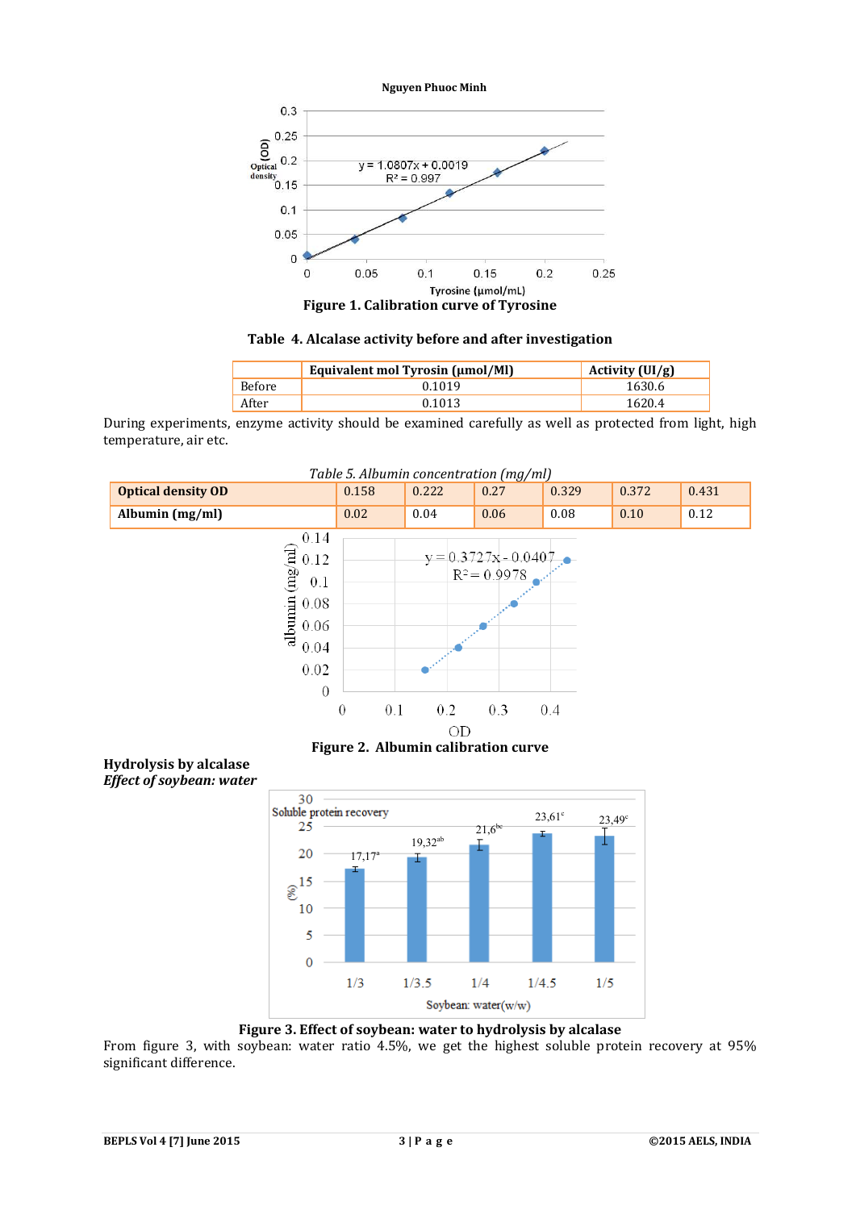**Figure 1. Calibration curve of Tyrosine**

**Table 4. Alcalase activity before and after investigation**

| | Equivalent mol Tyrosin (µmol/Ml) | Activity (UI/g) |
|---|---|---|
| Before | 0.1019 | 1630.6 |
| After | 0.1013 | 1620.4 |

During experiments, enzyme activity should be examined carefully as well as protected from light, high temperature, air etc.

*Table 5. Albumin concentration (mg/ml)*

| **Optical density OD** | 0.158 | 0.222 | 0.27 | 0.329 | 0.372 | 0.431 |
|---|---|---|---|---|---|---|
| **Albumin (mg/ml)** | 0.02 | 0.04 | 0.06 | 0.08 | 0.10 | 0.12 |

**Figure 2. Albumin calibration curve**

**Hydrolysis by alcalase**

***Effect of soybean: water***

**Figure 3. Effect of soybean: water to hydrolysis by alcalase**

From figure 3, with soybean: water ratio 4.5%, we get the highest soluble protein recovery at 95% significant difference.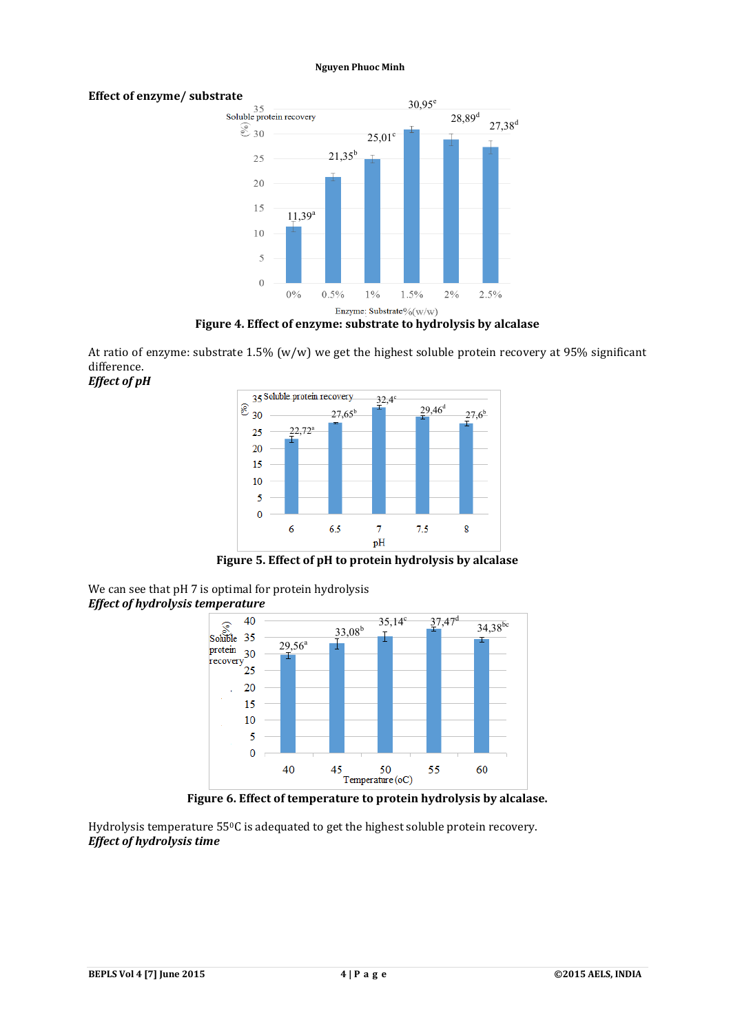**Effect of enzyme/ substrate**

Figure 4. Effect of enzyme: substrate to hydrolysis by alcalase

At ratio of enzyme: substrate 1.5% (w/w) we get the highest soluble protein recovery at 95% significant difference.

***Effect of pH***

Figure 5. Effect of pH to protein hydrolysis by alcalase

We can see that pH 7 is optimal for protein hydrolysis

***Effect of hydrolysis temperature***

Figure 6. Effect of temperature to protein hydrolysis by alcalase.

Hydrolysis temperature 55$^0$C is adequated to get the highest soluble protein recovery.

***Effect of hydrolysis time***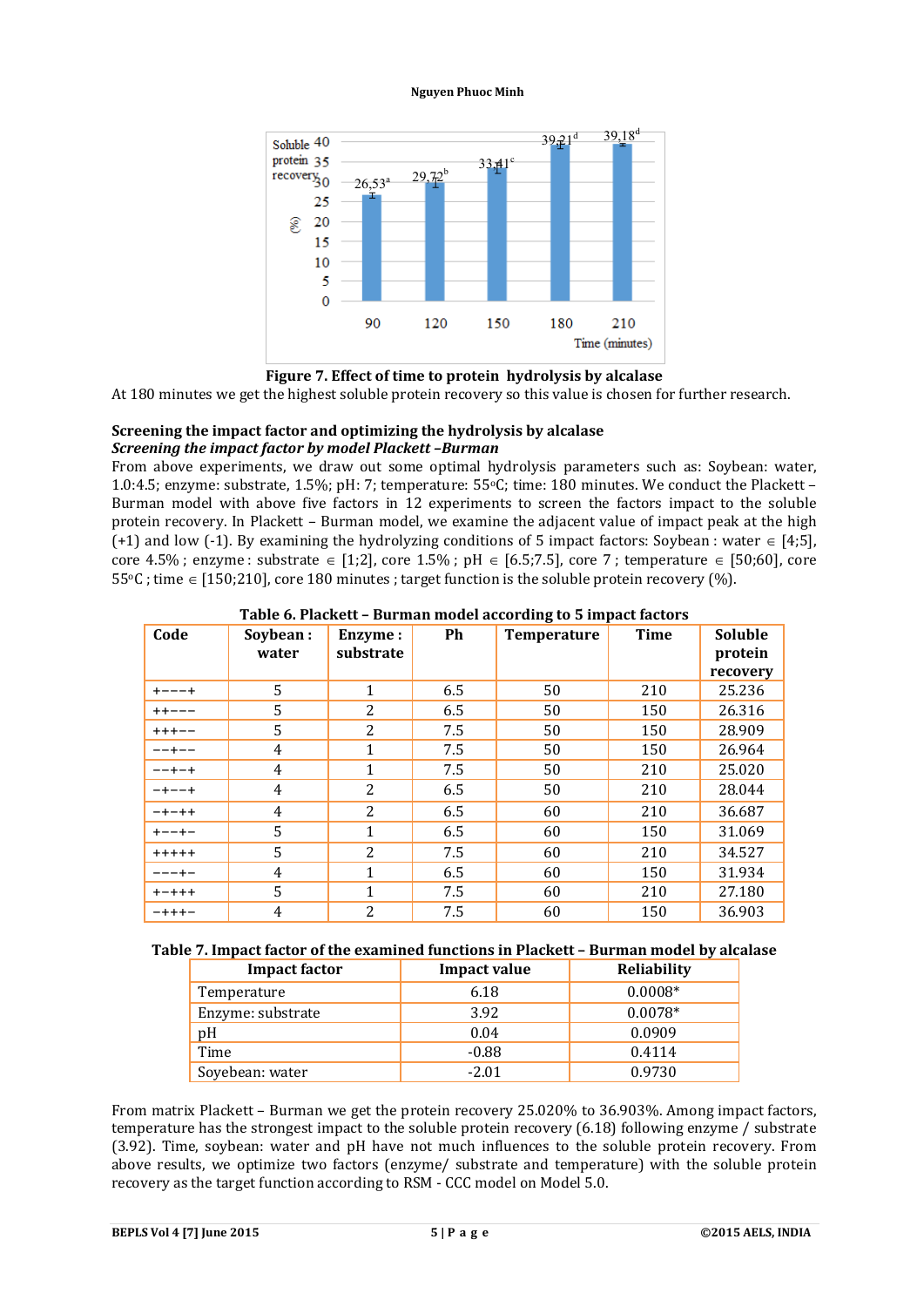Figure 7. Effect of time to protein hydrolysis by alcalase

At 180 minutes we get the highest soluble protein recovery so this value is chosen for further research.

### Screening the impact factor and optimizing the hydrolysis by alcalase

***Screening the impact factor by model Plackett –Burman***

From above experiments, we draw out some optimal hydrolysis parameters such as: Soybean: water, 1.0:4.5; enzyme: substrate, 1.5%; pH: 7; temperature: 55°C; time: 180 minutes. We conduct the Plackett – Burman model with above five factors in 12 experiments to screen the factors impact to the soluble protein recovery. In Plackett – Burman model, we examine the adjacent value of impact peak at the high (+1) and low (-1). By examining the hydrolyzing conditions of 5 impact factors: Soybean : water ∈ [4;5], core 4.5% ; enzyme : substrate ∈ [1;2], core 1.5% ; pH ∈ [6.5;7.5], core 7 ; temperature ∈ [50;60], core 55°C ; time ∈ [150;210], core 180 minutes ; target function is the soluble protein recovery (%).

**Table 6. Plackett – Burman model according to 5 impact factors**

| Code | Soybean : water | Enzyme : substrate | Ph | Temperature | Time | Soluble protein recovery |
|---|---|---|---|---|---|---|
| +−−−+ | 5 | 1 | 6.5 | 50 | 210 | 25.236 |
| ++−−− | 5 | 2 | 6.5 | 50 | 150 | 26.316 |
| +++−− | 5 | 2 | 7.5 | 50 | 150 | 28.909 |
| −−+−− | 4 | 1 | 7.5 | 50 | 150 | 26.964 |
| −−+−+ | 4 | 1 | 7.5 | 50 | 210 | 25.020 |
| −+−−+ | 4 | 2 | 6.5 | 50 | 210 | 28.044 |
| −+−++ | 4 | 2 | 6.5 | 60 | 210 | 36.687 |
| +−−+− | 5 | 1 | 6.5 | 60 | 150 | 31.069 |
| +++++ | 5 | 2 | 7.5 | 60 | 210 | 34.527 |
| −−−+− | 4 | 1 | 6.5 | 60 | 150 | 31.934 |
| +−+++ | 5 | 1 | 7.5 | 60 | 210 | 27.180 |
| −+++− | 4 | 2 | 7.5 | 60 | 150 | 36.903 |

**Table 7. Impact factor of the examined functions in Plackett – Burman model by alcalase**

| Impact factor | Impact value | Reliability |
|---|---|---|
| Temperature | 6.18 | 0.0008* |
| Enzyme: substrate | 3.92 | 0.0078* |
| pH | 0.04 | 0.0909 |
| Time | -0.88 | 0.4114 |
| Soyebean: water | -2.01 | 0.9730 |

From matrix Plackett – Burman we get the protein recovery 25.020% to 36.903%. Among impact factors, temperature has the strongest impact to the soluble protein recovery (6.18) following enzyme / substrate (3.92). Time, soybean: water and pH have not much influences to the soluble protein recovery. From above results, we optimize two factors (enzyme/ substrate and temperature) with the soluble protein recovery as the target function according to RSM - CCC model on Model 5.0.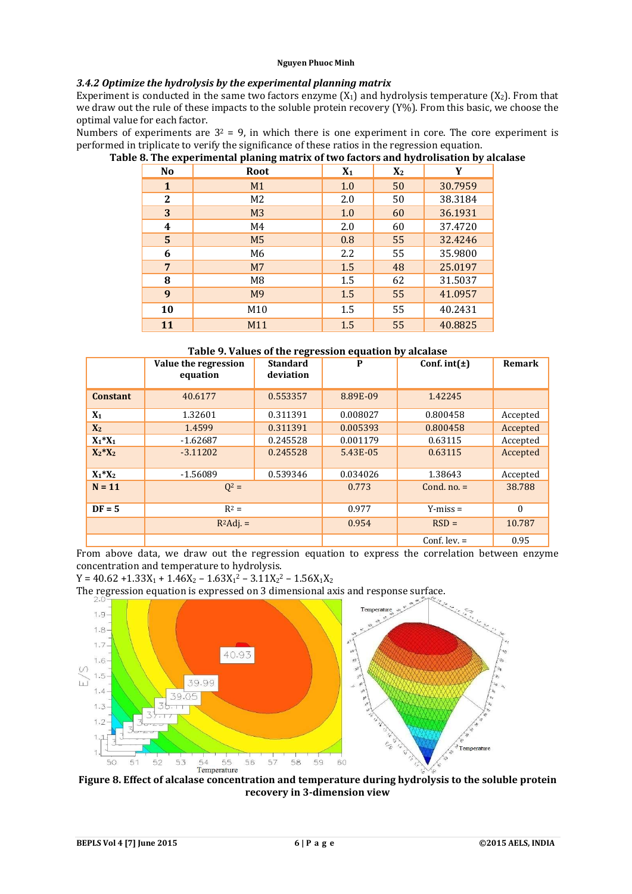### *3.4.2 Optimize the hydrolysis by the experimental planning matrix*

Experiment is conducted in the same two factors enzyme ($X_1$) and hydrolysis temperature ($X_2$). From that we draw out the rule of these impacts to the soluble protein recovery (Y%). From this basic, we choose the optimal value for each factor.

Numbers of experiments are $3^2 = 9$, in which there is one experiment in core. The core experiment is performed in triplicate to verify the significance of these ratios in the regression equation.

**Table 8. The experimental planing matrix of two factors and hydrolisation by alcalase**

| No | Root | $X_1$ | $X_2$ | Y |
|---|---|---|---|---|
| **1** | M1 | 1.0 | 50 | 30.7959 |
| **2** | M2 | 2.0 | 50 | 38.3184 |
| **3** | M3 | 1.0 | 60 | 36.1931 |
| **4** | M4 | 2.0 | 60 | 37.4720 |
| **5** | M5 | 0.8 | 55 | 32.4246 |
| **6** | M6 | 2.2 | 55 | 35.9800 |
| **7** | M7 | 1.5 | 48 | 25.0197 |
| **8** | M8 | 1.5 | 62 | 31.5037 |
| **9** | M9 | 1.5 | 55 | 41.0957 |
| **10** | M10 | 1.5 | 55 | 40.2431 |
| **11** | M11 | 1.5 | 55 | 40.8825 |

**Table 9. Values of the regression equation by alcalase**

| | Value the regression equation | Standard deviation | P | Conf. int(±) | Remark |
|---|---|---|---|---|---|
| **Constant** | 40.6177 | 0.553357 | 8.89E-09 | 1.42245 | |
| **$X_1$** | 1.32601 | 0.311391 | 0.008027 | 0.800458 | Accepted |
| **$X_2$** | 1.4599 | 0.311391 | 0.005393 | 0.800458 | Accepted |
| **$X_1*X_1$** | -1.62687 | 0.245528 | 0.001179 | 0.63115 | Accepted |
| **$X_2*X_2$** | -3.11202 | 0.245528 | 5.43E-05 | 0.63115 | Accepted |
| **$X_1*X_2$** | -1.56089 | 0.539346 | 0.034026 | 1.38643 | Accepted |
| **N = 11** | $Q^2$ = | | 0.773 | Cond. no. = | 38.788 |
| **DF = 5** | $R^2$ = | | 0.977 | Y-miss = | 0 |
| | $R^2$Adj. = | | 0.954 | RSD = | 10.787 |
| | | | | Conf. lev. = | 0.95 |

From above data, we draw out the regression equation to express the correlation between enzyme concentration and temperature to hydrolysis.

$$Y = 40.62 + 1.33X_1 + 1.46X_2 - 1.63X_1^2 - 3.11X_2^2 - 1.56X_1X_2$$

The regression equation is expressed on 3 dimensional axis and response surface.

**Figure 8. Effect of alcalase concentration and temperature during hydrolysis to the soluble protein recovery in 3-dimension view**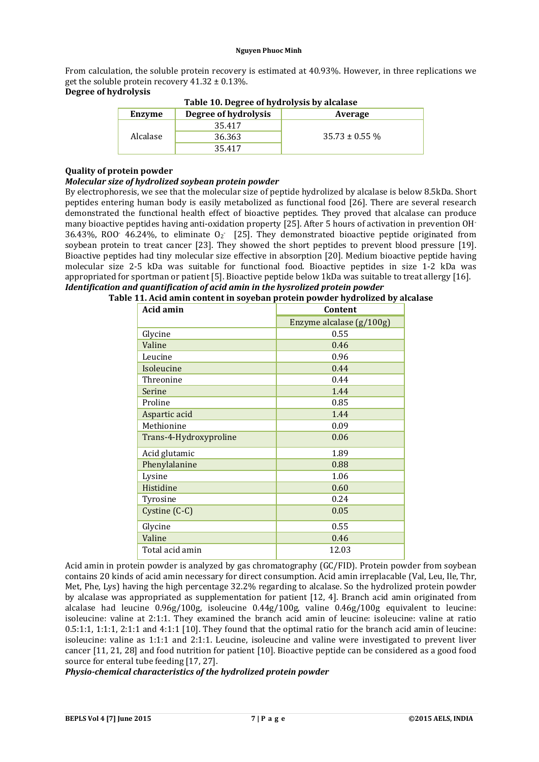From calculation, the soluble protein recovery is estimated at 40.93%. However, in three replications we get the soluble protein recovery 41.32 ± 0.13%.

**Degree of hydrolysis**

**Table 10. Degree of hydrolysis by alcalase**

| Enzyme | Degree of hydrolysis | Average |
|---|---|---|
| Alcalase | 35.417 | 35.73 ± 0.55 % |
| | 36.363 | |
| | 35.417 | |

**Quality of protein powder**

***Molecular size of hydrolized soybean protein powder***

By electrophoresis, we see that the molecular size of peptide hydrolized by alcalase is below 8.5kDa. Short peptides entering human body is easily metabolized as functional food [26]. There are several research demonstrated the functional health effect of bioactive peptides. They proved that alcalase can produce many bioactive peptides having anti-oxidation property [25]. After 5 hours of activation in prevention $OH^-$ 36.43%, $ROO^-$ 46.24%, to eliminate $O_2^-$ [25]. They demonstrated bioactive peptide originated from soybean protein to treat cancer [23]. They showed the short peptides to prevent blood pressure [19]. Bioactive peptides had tiny molecular size effective in absorption [20]. Medium bioactive peptide having molecular size 2-5 kDa was suitable for functional food. Bioactive peptides in size 1-2 kDa was appropriated for sportman or patient [5]. Bioactive peptide below 1kDa was suitable to treat allergy [16].

***Identification and quantification of acid amin in the hysrolized protein powder***

**Table 11. Acid amin content in soyeban protein powder hydrolized by alcalase**

| Acid amin | Content |
|---|---|
| | Enzyme alcalase (g/100g) |
| Glycine | 0.55 |
| Valine | 0.46 |
| Leucine | 0.96 |
| Isoleucine | 0.44 |
| Threonine | 0.44 |
| Serine | 1.44 |
| Proline | 0.85 |
| Aspartic acid | 1.44 |
| Methionine | 0.09 |
| Trans-4-Hydroxyproline | 0.06 |
| Acid glutamic | 1.89 |
| Phenylalanine | 0.88 |
| Lysine | 1.06 |
| Histidine | 0.60 |
| Tyrosine | 0.24 |
| Cystine (C-C) | 0.05 |
| Glycine | 0.55 |
| Valine | 0.46 |
| Total acid amin | 12.03 |

Acid amin in protein powder is analyzed by gas chromatography (GC/FID). Protein powder from soybean contains 20 kinds of acid amin necessary for direct consumption. Acid amin irreplacable (Val, Leu, Ile, Thr, Met, Phe, Lys) having the high percentage 32.2% regarding to alcalase. So the hydrolized protein powder by alcalase was appropriated as supplementation for patient [12, 4]. Branch acid amin originated from alcalase had leucine 0.96g/100g, isoleucine 0.44g/100g, valine 0.46g/100g equivalent to leucine: isoleucine: valine at 2:1:1. They examined the branch acid amin of leucine: isoleucine: valine at ratio 0.5:1:1, 1:1:1, 2:1:1 and 4:1:1 [10]. They found that the optimal ratio for the branch acid amin of leucine: isoleucine: valine as 1:1:1 and 2:1:1. Leucine, isoleucine and valine were investigated to prevent liver cancer [11, 21, 28] and food nutrition for patient [10]. Bioactive peptide can be considered as a good food source for enteral tube feeding [17, 27].

***Physio-chemical characteristics of the hydrolized protein powder***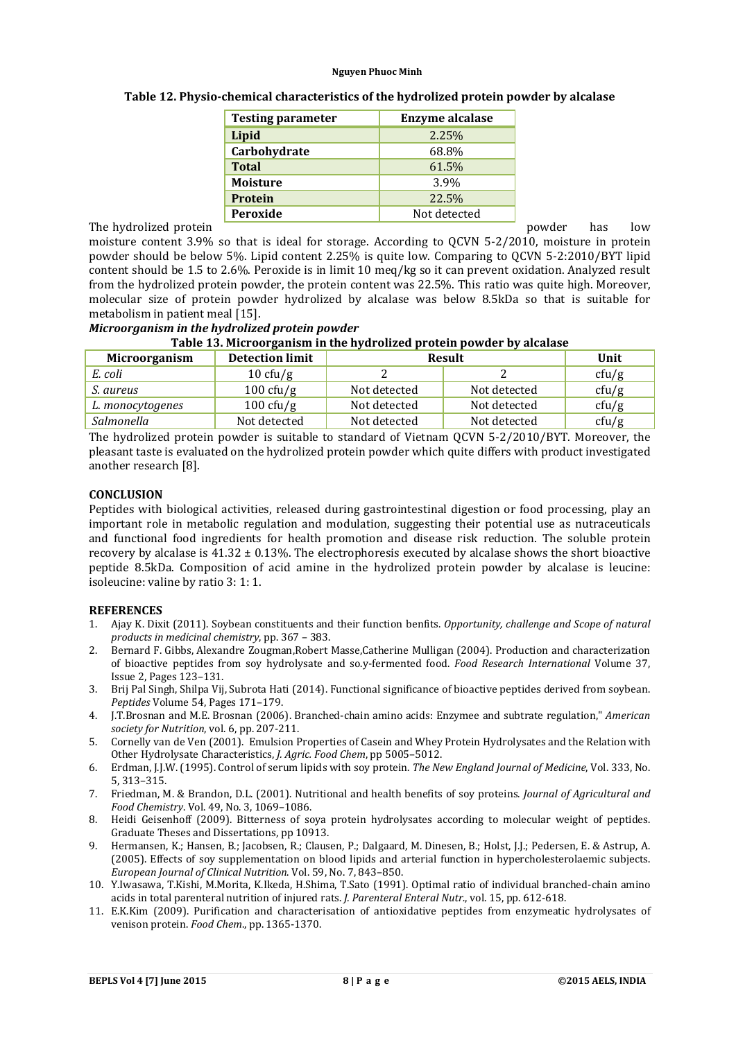**Table 12. Physio-chemical characteristics of the hydrolized protein powder by alcalase**

| Testing parameter | Enzyme alcalase |
|---|---|
| **Lipid** | 2.25% |
| **Carbohydrate** | 68.8% |
| **Total** | 61.5% |
| **Moisture** | 3.9% |
| **Protein** | 22.5% |
| **Peroxide** | Not detected |

The hydrolized protein powder has low moisture content 3.9% so that is ideal for storage. According to QCVN 5-2/2010, moisture in protein powder should be below 5%. Lipid content 2.25% is quite low. Comparing to QCVN 5-2:2010/BYT lipid content should be 1.5 to 2.6%. Peroxide is in limit 10 meq/kg so it can prevent oxidation. Analyzed result from the hydrolized protein powder, the protein content was 22.5%. This ratio was quite high. Moreover, molecular size of protein powder hydrolized by alcalase was below 8.5kDa so that is suitable for metabolism in patient meal [15].

***Microorganism in the hydrolized protein powder***

**Table 13. Microorganism in the hydrolized protein powder by alcalase**

| Microorganism | Detection limit | Result | | Unit |
|---|---|---|---|---|
| *E. coli* | 10 cfu/g | 2 | 2 | cfu/g |
| *S. aureus* | 100 cfu/g | Not detected | Not detected | cfu/g |
| *L. monocytogenes* | 100 cfu/g | Not detected | Not detected | cfu/g |
| *Salmonella* | Not detected | Not detected | Not detected | cfu/g |

The hydrolized protein powder is suitable to standard of Vietnam QCVN 5-2/2010/BYT. Moreover, the pleasant taste is evaluated on the hydrolized protein powder which quite differs with product investigated another research [8].

## CONCLUSION

Peptides with biological activities, released during gastrointestinal digestion or food processing, play an important role in metabolic regulation and modulation, suggesting their potential use as nutraceuticals and functional food ingredients for health promotion and disease risk reduction. The soluble protein recovery by alcalase is 41.32 ± 0.13%. The electrophoresis executed by alcalase shows the short bioactive peptide 8.5kDa. Composition of acid amine in the hydrolized protein powder by alcalase is leucine: isoleucine: valine by ratio 3: 1: 1.

## REFERENCES

1. Ajay K. Dixit (2011). Soybean constituents and their function benfits. *Opportunity, challenge and Scope of natural products in medicinal chemistry*, pp. 367 – 383.
2. Bernard F. Gibbs, Alexandre Zougman,Robert Masse,Catherine Mulligan (2004). Production and characterization of bioactive peptides from soy hydrolysate and so.y-fermented food. *Food Research International* Volume 37, Issue 2, Pages 123–131.
3. Brij Pal Singh, Shilpa Vij, Subrota Hati (2014). Functional significance of bioactive peptides derived from soybean. *Peptides* Volume 54, Pages 171–179.
4. J.T.Brosnan and M.E. Brosnan (2006). Branched-chain amino acids: Enzymee and subtrate regulation," *American society for Nutrition*, vol. 6, pp. 207-211.
5. Cornelly van de Ven (2001). Emulsion Properties of Casein and Whey Protein Hydrolysates and the Relation with Other Hydrolysate Characteristics, *J. Agric. Food Chem*, pp 5005–5012.
6. Erdman, J.J.W. (1995). Control of serum lipids with soy protein. *The New England Journal of Medicine*, Vol. 333, No. 5, 313–315.
7. Friedman, M. & Brandon, D.L. (2001). Nutritional and health benefits of soy proteins. *Journal of Agricultural and Food Chemistry*. Vol. 49, No. 3, 1069–1086.
8. Heidi Geisenhoff (2009). Bitterness of soya protein hydrolysates according to molecular weight of peptides. Graduate Theses and Dissertations, pp 10913.
9. Hermansen, K.; Hansen, B.; Jacobsen, R.; Clausen, P.; Dalgaard, M. Dinesen, B.; Holst, J.J.; Pedersen, E. & Astrup, A. (2005). Effects of soy supplementation on blood lipids and arterial function in hypercholesterolaemic subjects. *European Journal of Clinical Nutrition*. Vol. 59, No. 7, 843–850.
10. Y.Iwasawa, T.Kishi, M.Morita, K.Ikeda, H.Shima, T.Sato (1991). Optimal ratio of individual branched-chain amino acids in total parenteral nutrition of injured rats. *J. Parenteral Enteral Nutr.*, vol. 15, pp. 612-618.
11. E.K.Kim (2009). Purification and characterisation of antioxidative peptides from enzymeatic hydrolysates of venison protein. *Food Chem.*, pp. 1365-1370.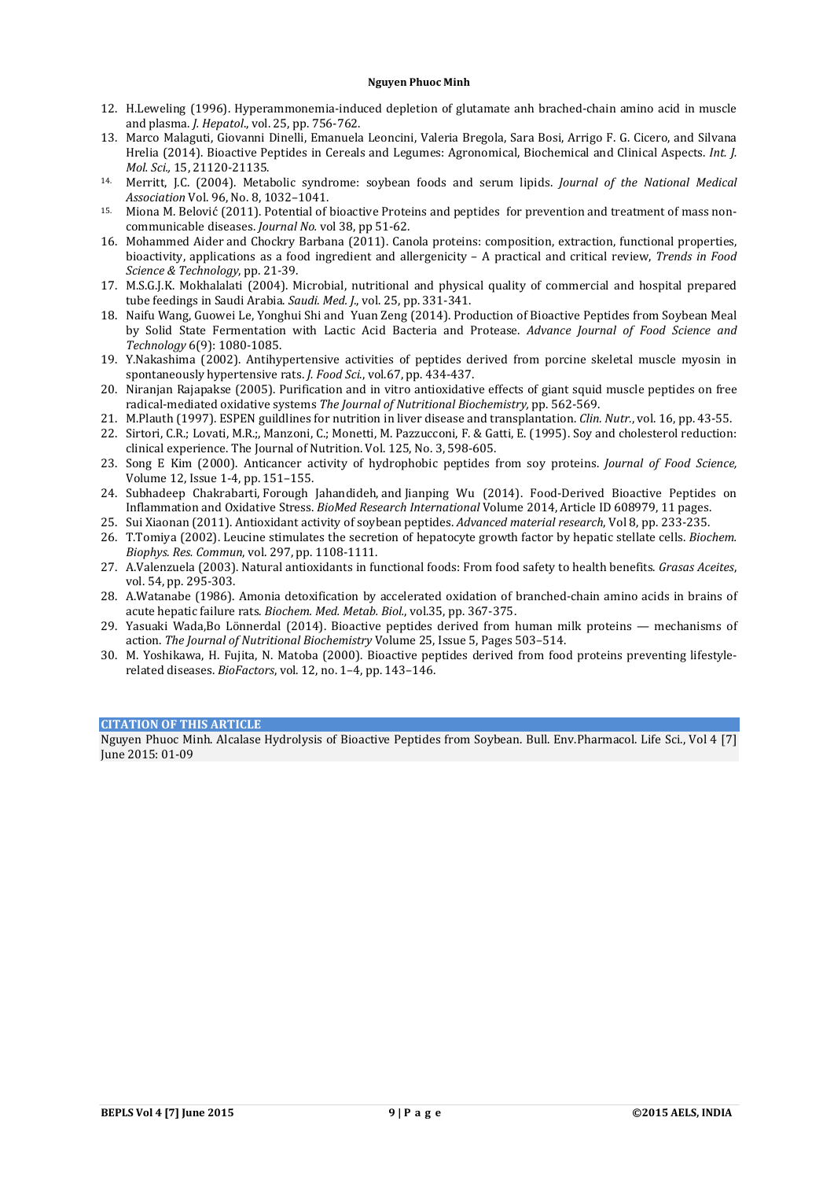12. H.Leweling (1996). Hyperammonemia-induced depletion of glutamate anh brached-chain amino acid in muscle and plasma. *J. Hepatol.*, vol. 25, pp. 756-762.
13. Marco Malaguti, Giovanni Dinelli, Emanuela Leoncini, Valeria Bregola, Sara Bosi, Arrigo F. G. Cicero, and Silvana Hrelia (2014). Bioactive Peptides in Cereals and Legumes: Agronomical, Biochemical and Clinical Aspects. *Int. J. Mol. Sci.,* 15, 21120-21135.
14. Merritt, J.C. (2004). Metabolic syndrome: soybean foods and serum lipids. *Journal of the National Medical Association* Vol. 96, No. 8, 1032–1041.
15. Miona M. Belović (2011). Potential of bioactive Proteins and peptides for prevention and treatment of mass non-communicable diseases. *Journal No.* vol 38, pp 51-62.
16. Mohammed Aider and Chockry Barbana (2011). Canola proteins: composition, extraction, functional properties, bioactivity, applications as a food ingredient and allergenicity – A practical and critical review, *Trends in Food Science & Technology*, pp. 21-39.
17. M.S.G.J.K. Mokhalalati (2004). Microbial, nutritional and physical quality of commercial and hospital prepared tube feedings in Saudi Arabia. *Saudi. Med. J.*, vol. 25, pp. 331-341.
18. Naifu Wang, Guowei Le, Yonghui Shi and Yuan Zeng (2014). Production of Bioactive Peptides from Soybean Meal by Solid State Fermentation with Lactic Acid Bacteria and Protease. *Advance Journal of Food Science and Technology* 6(9): 1080-1085.
19. Y.Nakashima (2002). Antihypertensive activities of peptides derived from porcine skeletal muscle myosin in spontaneously hypertensive rats. *J. Food Sci.*, vol.67, pp. 434-437.
20. Niranjan Rajapakse (2005). Purification and in vitro antioxidative effects of giant squid muscle peptides on free radical-mediated oxidative systems *The Journal of Nutritional Biochemistry,* pp. 562-569.
21. M.Plauth (1997). ESPEN guildlines for nutrition in liver disease and transplantation. *Clin. Nutr.*, vol. 16, pp. 43-55.
22. Sirtori, C.R.; Lovati, M.R.;, Manzoni, C.; Monetti, M. Pazzucconi, F. & Gatti, E. (1995). Soy and cholesterol reduction: clinical experience. The Journal of Nutrition. Vol. 125, No. 3, 598-605.
23. Song E Kim (2000). Anticancer activity of hydrophobic peptides from soy proteins. *Journal of Food Science,* Volume 12, Issue 1-4, pp. 151–155.
24. Subhadeep Chakrabarti, Forough Jahandideh, and Jianping Wu (2014). Food-Derived Bioactive Peptides on Inflammation and Oxidative Stress. *BioMed Research International* Volume 2014, Article ID 608979, 11 pages.
25. Sui Xiaonan (2011). Antioxidant activity of soybean peptides. *Advanced material research*, Vol 8, pp. 233-235.
26. T.Tomiya (2002). Leucine stimulates the secretion of hepatocyte growth factor by hepatic stellate cells. *Biochem. Biophys. Res. Commun*, vol. 297, pp. 1108-1111.
27. A.Valenzuela (2003). Natural antioxidants in functional foods: From food safety to health benefits. *Grasas Aceites*, vol. 54, pp. 295-303.
28. A.Watanabe (1986). Amonia detoxification by accelerated oxidation of branched-chain amino acids in brains of acute hepatic failure rats. *Biochem. Med. Metab. Biol.*, vol.35, pp. 367-375.
29. Yasuaki Wada,Bo Lönnerdal (2014). Bioactive peptides derived from human milk proteins — mechanisms of action. *The Journal of Nutritional Biochemistry* Volume 25, Issue 5, Pages 503–514.
30. M. Yoshikawa, H. Fujita, N. Matoba (2000). Bioactive peptides derived from food proteins preventing lifestyle-related diseases. *BioFactors*, vol. 12, no. 1–4, pp. 143–146.

**CITATION OF THIS ARTICLE**

Nguyen Phuoc Minh. Alcalase Hydrolysis of Bioactive Peptides from Soybean. Bull. Env.Pharmacol. Life Sci., Vol 4 [7] June 2015: 01-09